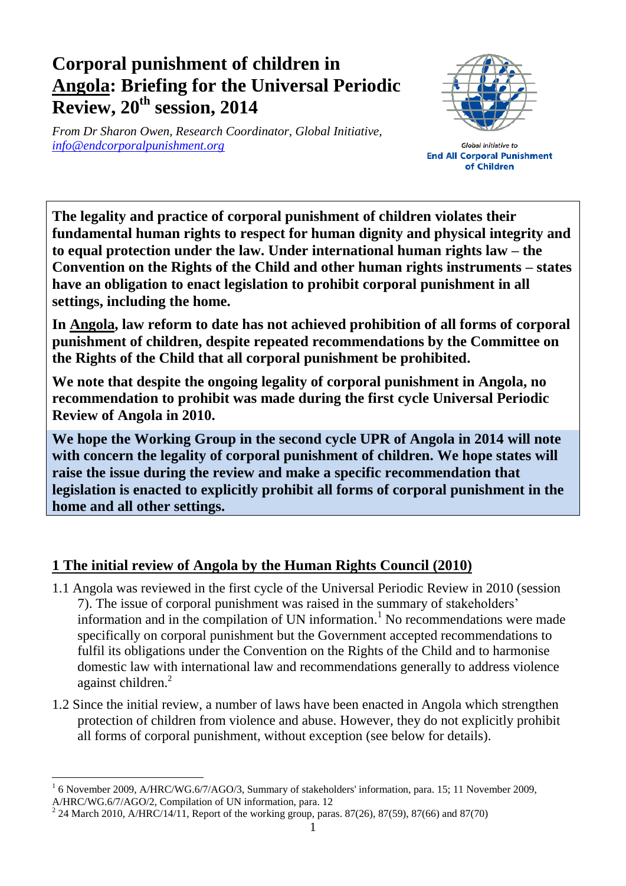# Corporal punishment of children in Angola: Briefing for the Universal Periodic Review, 20th session, 2014

*From Dr Sharon Owen, Research Coordinator, Global Initiative, info@endcorporalpunishment.org*

Global Initiative to
**End All Corporal Punishment of Children**

**The legality and practice of corporal punishment of children violates their fundamental human rights to respect for human dignity and physical integrity and to equal protection under the law. Under international human rights law – the Convention on the Rights of the Child and other human rights instruments – states have an obligation to enact legislation to prohibit corporal punishment in all settings, including the home.**

**In Angola, law reform to date has not achieved prohibition of all forms of corporal punishment of children, despite repeated recommendations by the Committee on the Rights of the Child that all corporal punishment be prohibited.**

**We note that despite the ongoing legality of corporal punishment in Angola, no recommendation to prohibit was made during the first cycle Universal Periodic Review of Angola in 2010.**

**We hope the Working Group in the second cycle UPR of Angola in 2014 will note with concern the legality of corporal punishment of children. We hope states will raise the issue during the review and make a specific recommendation that legislation is enacted to explicitly prohibit all forms of corporal punishment in the home and all other settings.**

## 1 The initial review of Angola by the Human Rights Council (2010)

1.1 Angola was reviewed in the first cycle of the Universal Periodic Review in 2010 (session 7). The issue of corporal punishment was raised in the summary of stakeholders' information and in the compilation of UN information.[1] No recommendations were made specifically on corporal punishment but the Government accepted recommendations to fulfil its obligations under the Convention on the Rights of the Child and to harmonise domestic law with international law and recommendations generally to address violence against children.[2]

1.2 Since the initial review, a number of laws have been enacted in Angola which strengthen protection of children from violence and abuse. However, they do not explicitly prohibit all forms of corporal punishment, without exception (see below for details).

---

[1] 6 November 2009, A/HRC/WG.6/7/AGO/3, Summary of stakeholders' information, para. 15; 11 November 2009, A/HRC/WG.6/7/AGO/2, Compilation of UN information, para. 12

[2] 24 March 2010, A/HRC/14/11, Report of the working group, paras. 87(26), 87(59), 87(66) and 87(70)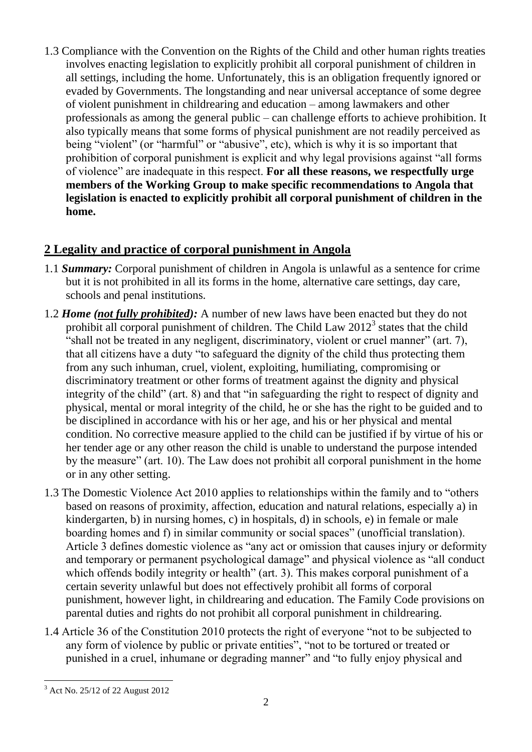1.3 Compliance with the Convention on the Rights of the Child and other human rights treaties involves enacting legislation to explicitly prohibit all corporal punishment of children in all settings, including the home. Unfortunately, this is an obligation frequently ignored or evaded by Governments. The longstanding and near universal acceptance of some degree of violent punishment in childrearing and education – among lawmakers and other professionals as among the general public – can challenge efforts to achieve prohibition. It also typically means that some forms of physical punishment are not readily perceived as being "violent" (or "harmful" or "abusive", etc), which is why it is so important that prohibition of corporal punishment is explicit and why legal provisions against "all forms of violence" are inadequate in this respect. **For all these reasons, we respectfully urge members of the Working Group to make specific recommendations to Angola that legislation is enacted to explicitly prohibit all corporal punishment of children in the home.**

## 2 Legality and practice of corporal punishment in Angola

1.1 ***Summary:*** Corporal punishment of children in Angola is unlawful as a sentence for crime but it is not prohibited in all its forms in the home, alternative care settings, day care, schools and penal institutions.

1.2 ***Home (not fully prohibited):*** A number of new laws have been enacted but they do not prohibit all corporal punishment of children. The Child Law 2012[3] states that the child "shall not be treated in any negligent, discriminatory, violent or cruel manner" (art. 7), that all citizens have a duty "to safeguard the dignity of the child thus protecting them from any such inhuman, cruel, violent, exploiting, humiliating, compromising or discriminatory treatment or other forms of treatment against the dignity and physical integrity of the child" (art. 8) and that "in safeguarding the right to respect of dignity and physical, mental or moral integrity of the child, he or she has the right to be guided and to be disciplined in accordance with his or her age, and his or her physical and mental condition. No corrective measure applied to the child can be justified if by virtue of his or her tender age or any other reason the child is unable to understand the purpose intended by the measure" (art. 10). The Law does not prohibit all corporal punishment in the home or in any other setting.

1.3 The Domestic Violence Act 2010 applies to relationships within the family and to "others based on reasons of proximity, affection, education and natural relations, especially a) in kindergarten, b) in nursing homes, c) in hospitals, d) in schools, e) in female or male boarding homes and f) in similar community or social spaces" (unofficial translation). Article 3 defines domestic violence as "any act or omission that causes injury or deformity and temporary or permanent psychological damage" and physical violence as "all conduct which offends bodily integrity or health" (art. 3). This makes corporal punishment of a certain severity unlawful but does not effectively prohibit all forms of corporal punishment, however light, in childrearing and education. The Family Code provisions on parental duties and rights do not prohibit all corporal punishment in childrearing.

1.4 Article 36 of the Constitution 2010 protects the right of everyone "not to be subjected to any form of violence by public or private entities", "not to be tortured or treated or punished in a cruel, inhumane or degrading manner" and "to fully enjoy physical and

---

[3] Act No. 25/12 of 22 August 2012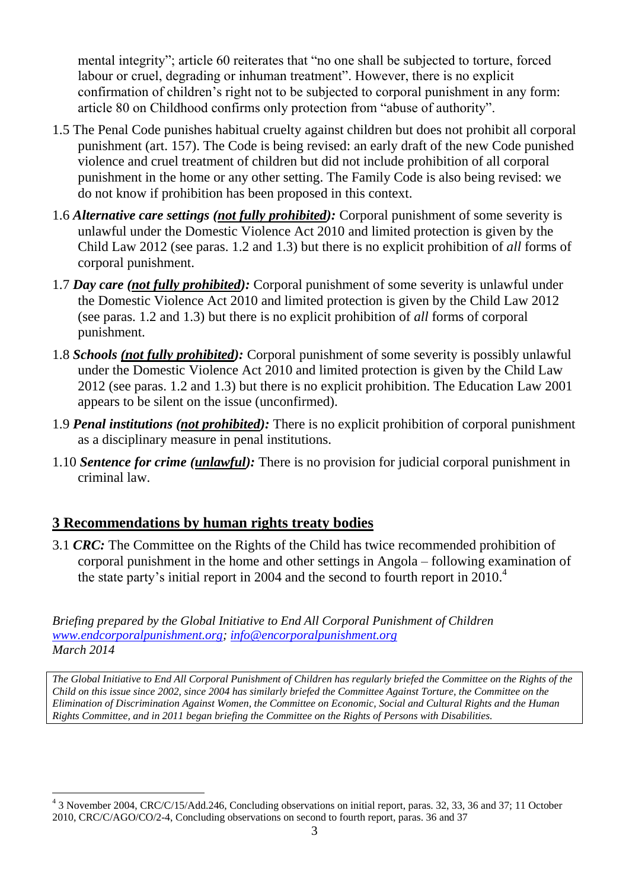mental integrity"; article 60 reiterates that "no one shall be subjected to torture, forced labour or cruel, degrading or inhuman treatment". However, there is no explicit confirmation of children's right not to be subjected to corporal punishment in any form: article 80 on Childhood confirms only protection from "abuse of authority".

1.5 The Penal Code punishes habitual cruelty against children but does not prohibit all corporal punishment (art. 157). The Code is being revised: an early draft of the new Code punished violence and cruel treatment of children but did not include prohibition of all corporal punishment in the home or any other setting. The Family Code is also being revised: we do not know if prohibition has been proposed in this context.

1.6 ***Alternative care settings (not fully prohibited):*** Corporal punishment of some severity is unlawful under the Domestic Violence Act 2010 and limited protection is given by the Child Law 2012 (see paras. 1.2 and 1.3) but there is no explicit prohibition of *all* forms of corporal punishment.

1.7 ***Day care (not fully prohibited):*** Corporal punishment of some severity is unlawful under the Domestic Violence Act 2010 and limited protection is given by the Child Law 2012 (see paras. 1.2 and 1.3) but there is no explicit prohibition of *all* forms of corporal punishment.

1.8 ***Schools (not fully prohibited):*** Corporal punishment of some severity is possibly unlawful under the Domestic Violence Act 2010 and limited protection is given by the Child Law 2012 (see paras. 1.2 and 1.3) but there is no explicit prohibition. The Education Law 2001 appears to be silent on the issue (unconfirmed).

1.9 ***Penal institutions (not prohibited):*** There is no explicit prohibition of corporal punishment as a disciplinary measure in penal institutions.

1.10 ***Sentence for crime (unlawful):*** There is no provision for judicial corporal punishment in criminal law.

## 3 Recommendations by human rights treaty bodies

3.1 ***CRC:*** The Committee on the Rights of the Child has twice recommended prohibition of corporal punishment in the home and other settings in Angola – following examination of the state party's initial report in 2004 and the second to fourth report in 2010.[4]

*Briefing prepared by the Global Initiative to End All Corporal Punishment of Children*
*www.endcorporalpunishment.org; info@encorporalpunishment.org*
*March 2014*

*The Global Initiative to End All Corporal Punishment of Children has regularly briefed the Committee on the Rights of the Child on this issue since 2002, since 2004 has similarly briefed the Committee Against Torture, the Committee on the Elimination of Discrimination Against Women, the Committee on Economic, Social and Cultural Rights and the Human Rights Committee, and in 2011 began briefing the Committee on the Rights of Persons with Disabilities.*

---

[4] 3 November 2004, CRC/C/15/Add.246, Concluding observations on initial report, paras. 32, 33, 36 and 37; 11 October 2010, CRC/C/AGO/CO/2-4, Concluding observations on second to fourth report, paras. 36 and 37